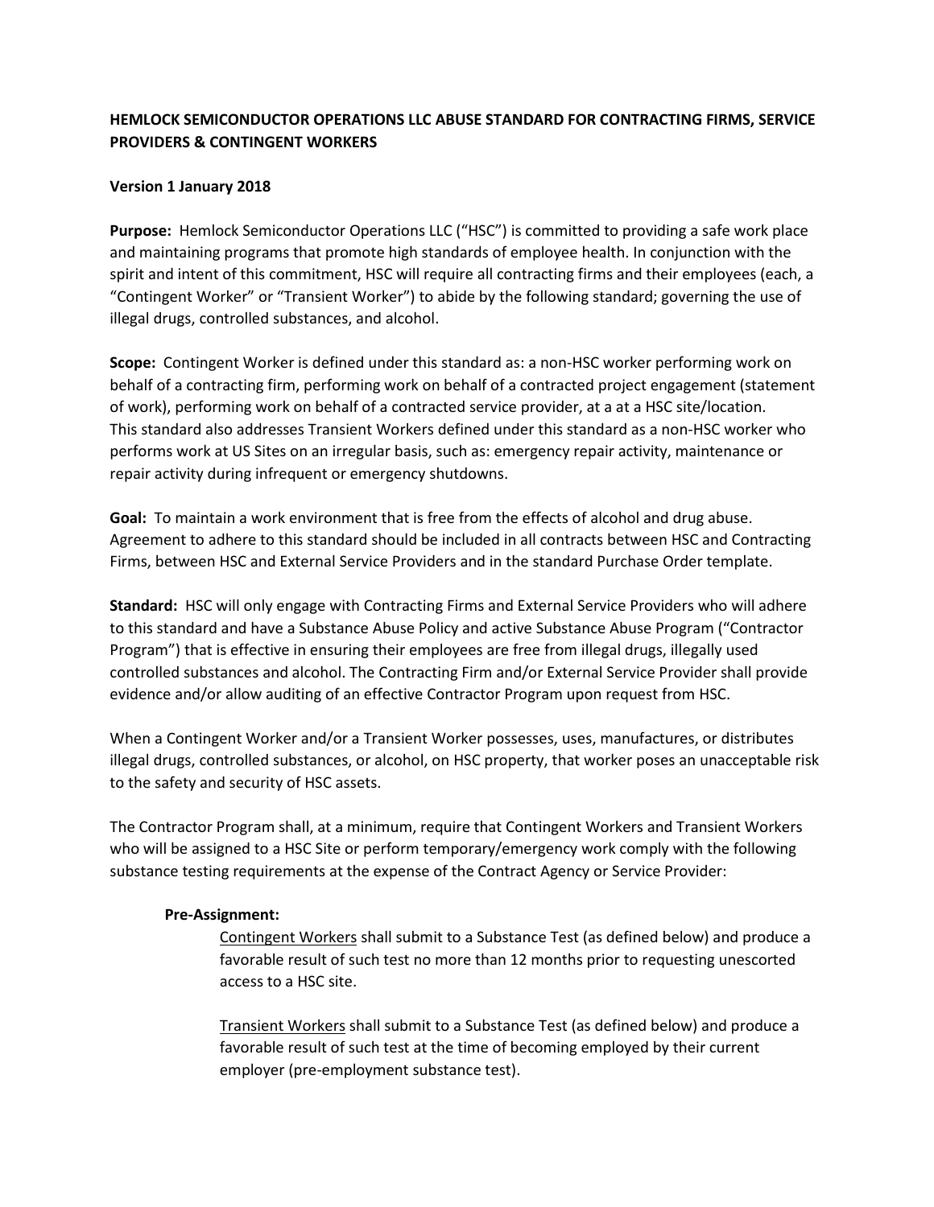**HEMLOCK SEMICONDUCTOR OPERATIONS LLC ABUSE STANDARD FOR CONTRACTING FIRMS, SERVICE PROVIDERS & CONTINGENT WORKERS**

**Version 1 January 2018**

**Purpose:** Hemlock Semiconductor Operations LLC ("HSC") is committed to providing a safe work place and maintaining programs that promote high standards of employee health. In conjunction with the spirit and intent of this commitment, HSC will require all contracting firms and their employees (each, a "Contingent Worker" or "Transient Worker") to abide by the following standard; governing the use of illegal drugs, controlled substances, and alcohol.

**Scope:** Contingent Worker is defined under this standard as: a non-HSC worker performing work on behalf of a contracting firm, performing work on behalf of a contracted project engagement (statement of work), performing work on behalf of a contracted service provider, at a at a HSC site/location. This standard also addresses Transient Workers defined under this standard as a non-HSC worker who performs work at US Sites on an irregular basis, such as: emergency repair activity, maintenance or repair activity during infrequent or emergency shutdowns.

**Goal:** To maintain a work environment that is free from the effects of alcohol and drug abuse. Agreement to adhere to this standard should be included in all contracts between HSC and Contracting Firms, between HSC and External Service Providers and in the standard Purchase Order template.

**Standard:** HSC will only engage with Contracting Firms and External Service Providers who will adhere to this standard and have a Substance Abuse Policy and active Substance Abuse Program ("Contractor Program") that is effective in ensuring their employees are free from illegal drugs, illegally used controlled substances and alcohol. The Contracting Firm and/or External Service Provider shall provide evidence and/or allow auditing of an effective Contractor Program upon request from HSC.

When a Contingent Worker and/or a Transient Worker possesses, uses, manufactures, or distributes illegal drugs, controlled substances, or alcohol, on HSC property, that worker poses an unacceptable risk to the safety and security of HSC assets.

The Contractor Program shall, at a minimum, require that Contingent Workers and Transient Workers who will be assigned to a HSC Site or perform temporary/emergency work comply with the following substance testing requirements at the expense of the Contract Agency or Service Provider:

**Pre-Assignment:**

Contingent Workers shall submit to a Substance Test (as defined below) and produce a favorable result of such test no more than 12 months prior to requesting unescorted access to a HSC site.

Transient Workers shall submit to a Substance Test (as defined below) and produce a favorable result of such test at the time of becoming employed by their current employer (pre-employment substance test).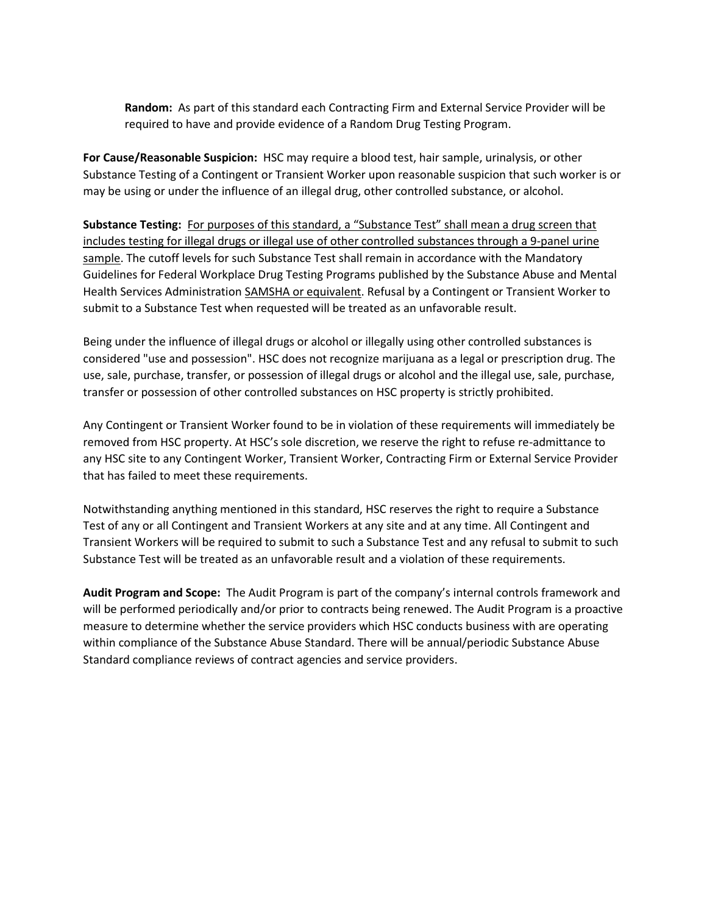**Random:** As part of this standard each Contracting Firm and External Service Provider will be required to have and provide evidence of a Random Drug Testing Program.

**For Cause/Reasonable Suspicion:** HSC may require a blood test, hair sample, urinalysis, or other Substance Testing of a Contingent or Transient Worker upon reasonable suspicion that such worker is or may be using or under the influence of an illegal drug, other controlled substance, or alcohol.

**Substance Testing:** <u>For purposes of this standard, a "Substance Test" shall mean a drug screen that includes testing for illegal drugs or illegal use of other controlled substances through a 9-panel urine sample</u>. The cutoff levels for such Substance Test shall remain in accordance with the Mandatory Guidelines for Federal Workplace Drug Testing Programs published by the Substance Abuse and Mental Health Services Administration <u>SAMSHA or equivalent</u>. Refusal by a Contingent or Transient Worker to submit to a Substance Test when requested will be treated as an unfavorable result.

Being under the influence of illegal drugs or alcohol or illegally using other controlled substances is considered "use and possession". HSC does not recognize marijuana as a legal or prescription drug. The use, sale, purchase, transfer, or possession of illegal drugs or alcohol and the illegal use, sale, purchase, transfer or possession of other controlled substances on HSC property is strictly prohibited.

Any Contingent or Transient Worker found to be in violation of these requirements will immediately be removed from HSC property. At HSC's sole discretion, we reserve the right to refuse re-admittance to any HSC site to any Contingent Worker, Transient Worker, Contracting Firm or External Service Provider that has failed to meet these requirements.

Notwithstanding anything mentioned in this standard, HSC reserves the right to require a Substance Test of any or all Contingent and Transient Workers at any site and at any time. All Contingent and Transient Workers will be required to submit to such a Substance Test and any refusal to submit to such Substance Test will be treated as an unfavorable result and a violation of these requirements.

**Audit Program and Scope:** The Audit Program is part of the company's internal controls framework and will be performed periodically and/or prior to contracts being renewed. The Audit Program is a proactive measure to determine whether the service providers which HSC conducts business with are operating within compliance of the Substance Abuse Standard. There will be annual/periodic Substance Abuse Standard compliance reviews of contract agencies and service providers.